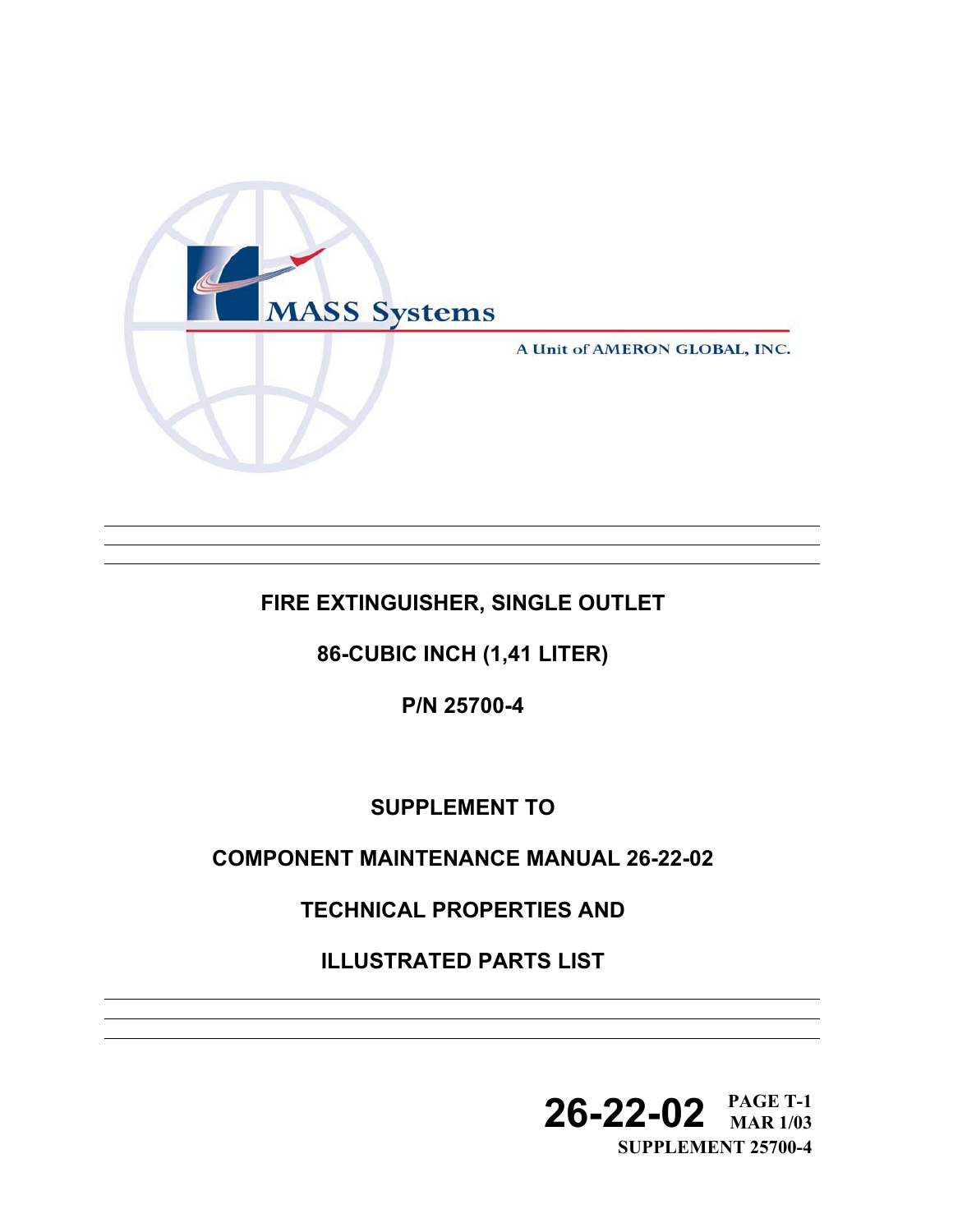MASS Systems

A Unit of AMERON GLOBAL, INC.

# FIRE EXTINGUISHER, SINGLE OUTLET

## 86-CUBIC INCH (1,41 LITER)

## P/N 25700-4

## SUPPLEMENT TO

## COMPONENT MAINTENANCE MANUAL 26-22-02

## TECHNICAL PROPERTIES AND

## ILLUSTRATED PARTS LIST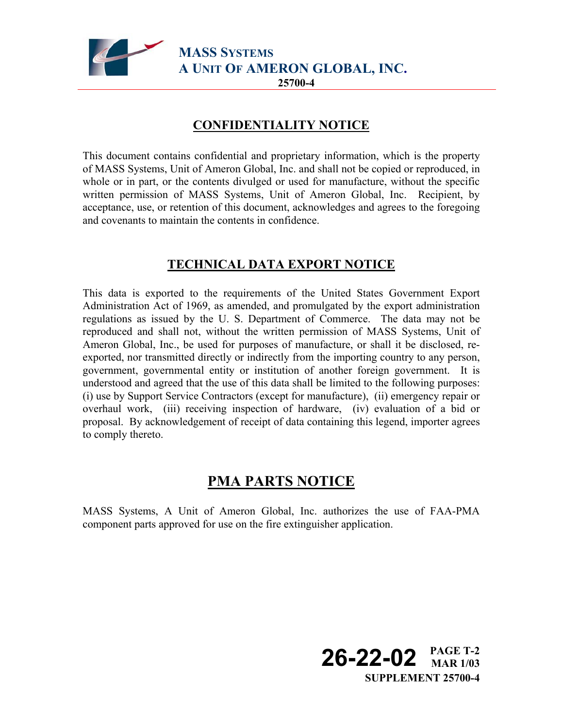## CONFIDENTIALITY NOTICE

This document contains confidential and proprietary information, which is the property of MASS Systems, Unit of Ameron Global, Inc. and shall not be copied or reproduced, in whole or in part, or the contents divulged or used for manufacture, without the specific written permission of MASS Systems, Unit of Ameron Global, Inc. Recipient, by acceptance, use, or retention of this document, acknowledges and agrees to the foregoing and covenants to maintain the contents in confidence.

## TECHNICAL DATA EXPORT NOTICE

This data is exported to the requirements of the United States Government Export Administration Act of 1969, as amended, and promulgated by the export administration regulations as issued by the U. S. Department of Commerce. The data may not be reproduced and shall not, without the written permission of MASS Systems, Unit of Ameron Global, Inc., be used for purposes of manufacture, or shall it be disclosed, re-exported, nor transmitted directly or indirectly from the importing country to any person, government, governmental entity or institution of another foreign government. It is understood and agreed that the use of this data shall be limited to the following purposes: (i) use by Support Service Contractors (except for manufacture), (ii) emergency repair or overhaul work, (iii) receiving inspection of hardware, (iv) evaluation of a bid or proposal. By acknowledgement of receipt of data containing this legend, importer agrees to comply thereto.

## PMA PARTS NOTICE

MASS Systems, A Unit of Ameron Global, Inc. authorizes the use of FAA-PMA component parts approved for use on the fire extinguisher application.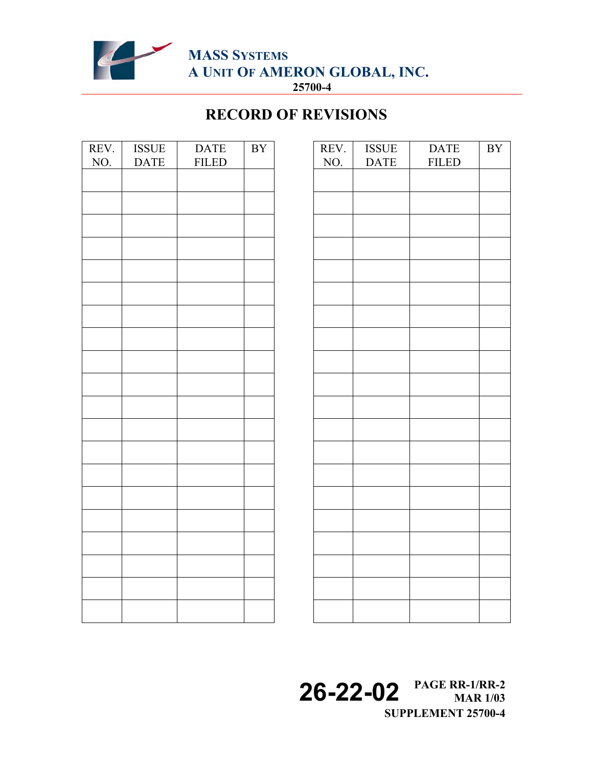# RECORD OF REVISIONS

| REV. NO. | ISSUE DATE | DATE FILED | BY |
|---|---|---|---|
| | | | |
| | | | |
| | | | |
| | | | |
| | | | |
| | | | |
| | | | |
| | | | |
| | | | |
| | | | |
| | | | |
| | | | |
| | | | |
| | | | |
| | | | |
| | | | |
| | | | |
| | | | |
| | | | |
| | | | |

| REV. NO. | ISSUE DATE | DATE FILED | BY |
|---|---|---|---|
| | | | |
| | | | |
| | | | |
| | | | |
| | | | |
| | | | |
| | | | |
| | | | |
| | | | |
| | | | |
| | | | |
| | | | |
| | | | |
| | | | |
| | | | |
| | | | |
| | | | |
| | | | |
| | | | |
| | | | |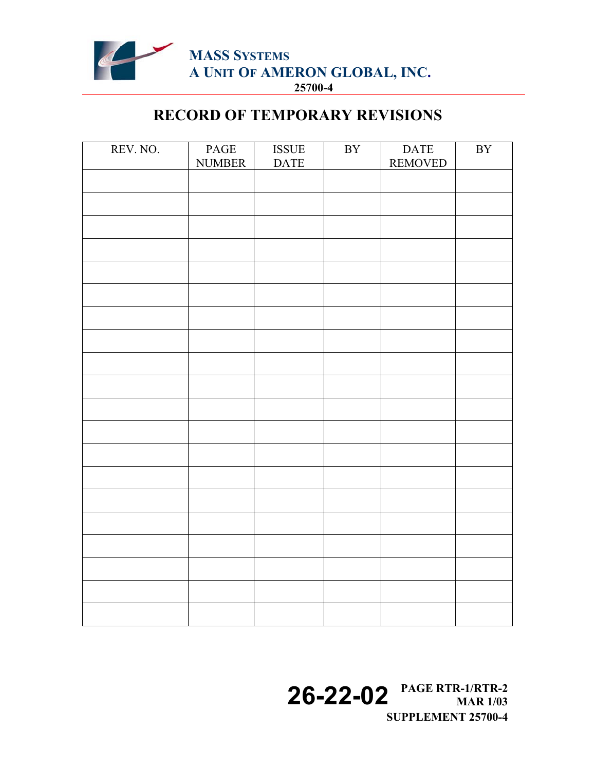# RECORD OF TEMPORARY REVISIONS

| REV. NO. | PAGE NUMBER | ISSUE DATE | BY | DATE REMOVED | BY |
|---|---|---|---|---|---|
| | | | | | |
| | | | | | |
| | | | | | |
| | | | | | |
| | | | | | |
| | | | | | |
| | | | | | |
| | | | | | |
| | | | | | |
| | | | | | |
| | | | | | |
| | | | | | |
| | | | | | |
| | | | | | |
| | | | | | |
| | | | | | |
| | | | | | |
| | | | | | |
| | | | | | |
| | | | | | |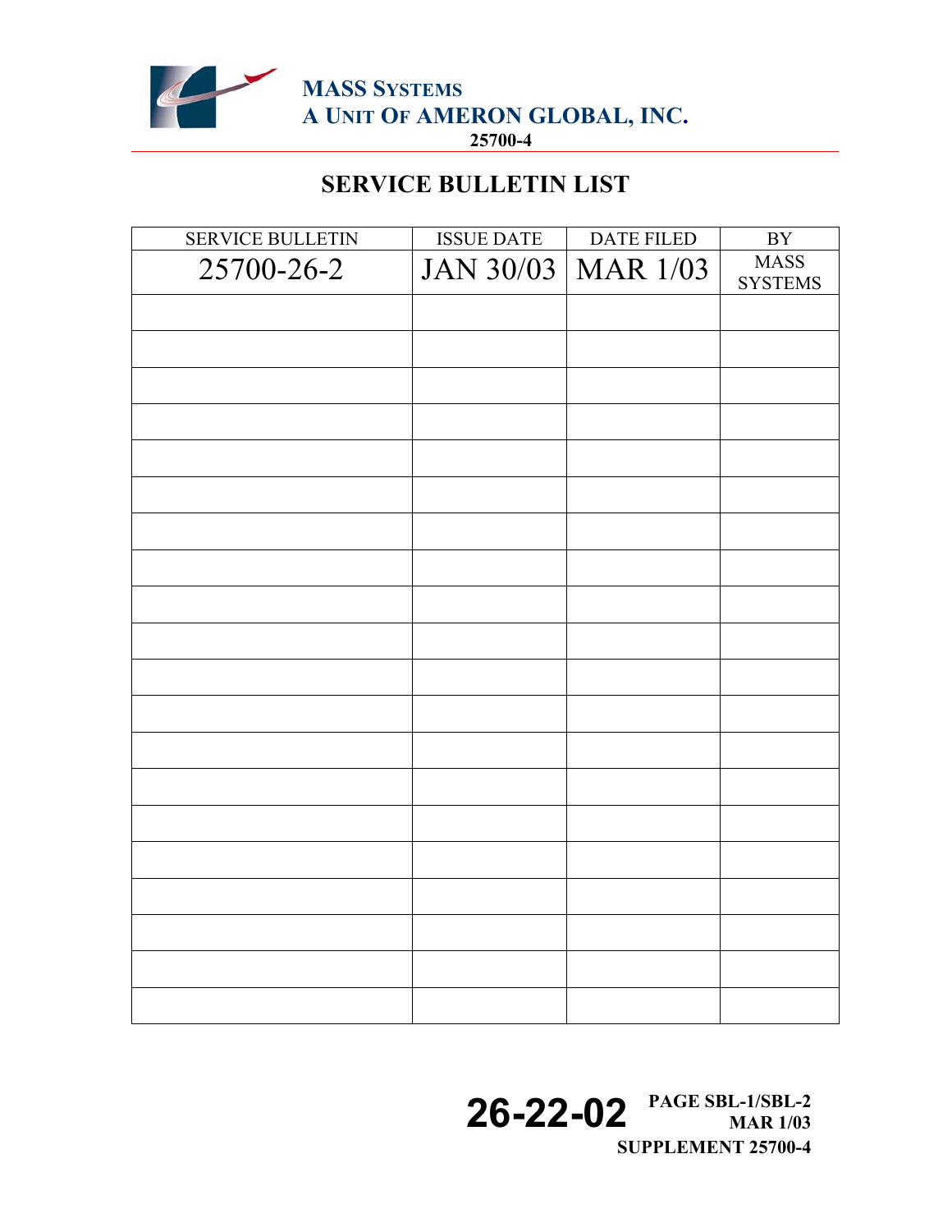# SERVICE BULLETIN LIST

| SERVICE BULLETIN | ISSUE DATE | DATE FILED | BY |
|---|---|---|---|
| 25700-26-2 | JAN 30/03 | MAR 1/03 | MASS SYSTEMS |
| | | | |
| | | | |
| | | | |
| | | | |
| | | | |
| | | | |
| | | | |
| | | | |
| | | | |
| | | | |
| | | | |
| | | | |
| | | | |
| | | | |
| | | | |
| | | | |
| | | | |
| | | | |
| | | | |
| | | | |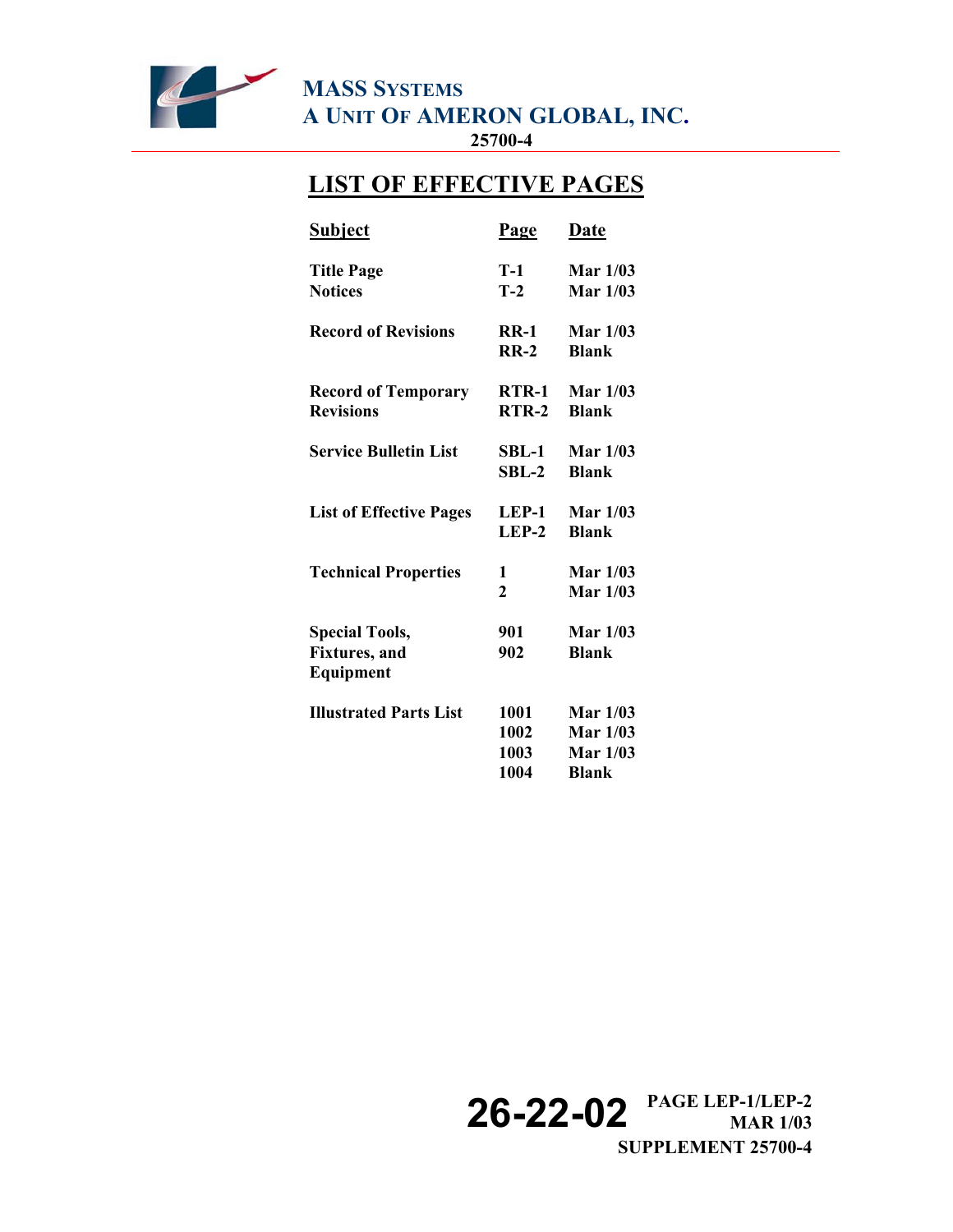# LIST OF EFFECTIVE PAGES

| Subject | Page | Date |
|---|---|---|
| Title Page | T-1 | Mar 1/03 |
| Notices | T-2 | Mar 1/03 |
| Record of Revisions | RR-1 | Mar 1/03 |
| | RR-2 | Blank |
| Record of Temporary Revisions | RTR-1 | Mar 1/03 |
| | RTR-2 | Blank |
| Service Bulletin List | SBL-1 | Mar 1/03 |
| | SBL-2 | Blank |
| List of Effective Pages | LEP-1 | Mar 1/03 |
| | LEP-2 | Blank |
| Technical Properties | 1 | Mar 1/03 |
| | 2 | Mar 1/03 |
| Special Tools, Fixtures, and Equipment | 901 | Mar 1/03 |
| | 902 | Blank |
| Illustrated Parts List | 1001 | Mar 1/03 |
| | 1002 | Mar 1/03 |
| | 1003 | Mar 1/03 |
| | 1004 | Blank |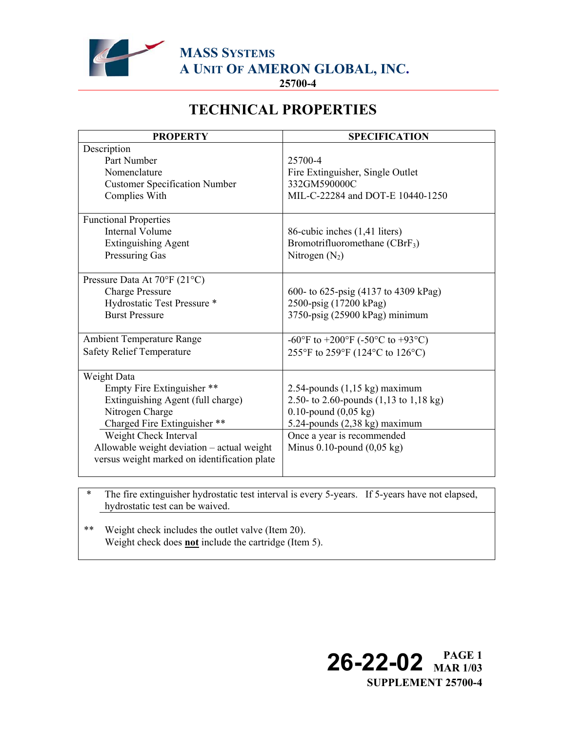MASS SYSTEMS
A UNIT OF AMERON GLOBAL, INC.
25700-4

# TECHNICAL PROPERTIES

| PROPERTY | SPECIFICATION |
|---|---|
| Description | |
| Part Number | 25700-4 |
| Nomenclature | Fire Extinguisher, Single Outlet |
| Customer Specification Number | 332GM590000C |
| Complies With | MIL-C-22284 and DOT-E 10440-1250 |
| Functional Properties | |
| Internal Volume | 86-cubic inches (1,41 liters) |
| Extinguishing Agent | Bromotrifluoromethane ($CBrF_3$) |
| Pressuring Gas | Nitrogen ($N_2$) |
| Pressure Data At 70°F (21°C) | |
| Charge Pressure | 600- to 625-psig (4137 to 4309 kPag) |
| Hydrostatic Test Pressure * | 2500-psig (17200 kPag) |
| Burst Pressure | 3750-psig (25900 kPag) minimum |
| Ambient Temperature Range | -60°F to +200°F (-50°C to +93°C) |
| Safety Relief Temperature | 255°F to 259°F (124°C to 126°C) |
| Weight Data | |
| Empty Fire Extinguisher ** | 2.54-pounds (1,15 kg) maximum |
| Extinguishing Agent (full charge) | 2.50- to 2.60-pounds (1,13 to 1,18 kg) |
| Nitrogen Charge | 0.10-pound (0,05 kg) |
| Charged Fire Extinguisher ** | 5.24-pounds (2,38 kg) maximum |
| Weight Check Interval | Once a year is recommended |
| Allowable weight deviation – actual weight versus weight marked on identification plate | Minus 0.10-pound (0,05 kg) |

\* The fire extinguisher hydrostatic test interval is every 5-years. If 5-years have not elapsed, hydrostatic test can be waived.

\*\* Weight check includes the outlet valve (Item 20).
Weight check does **not** include the cartridge (Item 5).

26-22-02 PAGE 1
MAR 1/03
SUPPLEMENT 25700-4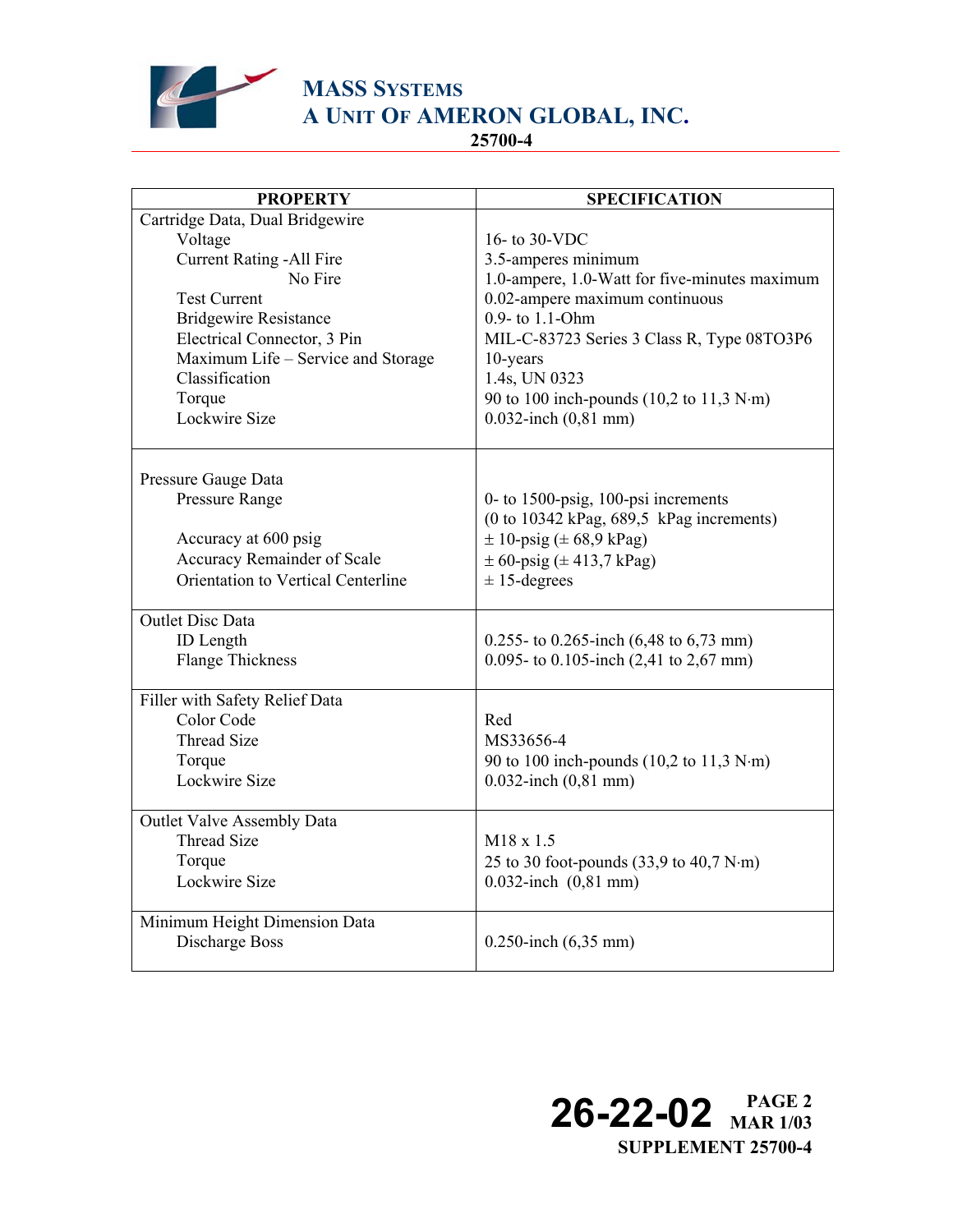| PROPERTY | SPECIFICATION |
|---|---|
| Cartridge Data, Dual Bridgewire | |
| Voltage | 16- to 30-VDC |
| Current Rating -All Fire | 3.5-amperes minimum |
| No Fire | 1.0-ampere, 1.0-Watt for five-minutes maximum |
| Test Current | 0.02-ampere maximum continuous |
| Bridgewire Resistance | 0.9- to 1.1-Ohm |
| Electrical Connector, 3 Pin | MIL-C-83723 Series 3 Class R, Type 08TO3P6 |
| Maximum Life – Service and Storage | 10-years |
| Classification | 1.4s, UN 0323 |
| Torque | 90 to 100 inch-pounds (10,2 to 11,3 N·m) |
| Lockwire Size | 0.032-inch (0,81 mm) |
| Pressure Gauge Data | |
| Pressure Range | 0- to 1500-psig, 100-psi increments (0 to 10342 kPag, 689,5 kPag increments) |
| Accuracy at 600 psig | ± 10-psig (± 68,9 kPag) |
| Accuracy Remainder of Scale | ± 60-psig (± 413,7 kPag) |
| Orientation to Vertical Centerline | ± 15-degrees |
| Outlet Disc Data | |
| ID Length | 0.255- to 0.265-inch (6,48 to 6,73 mm) |
| Flange Thickness | 0.095- to 0.105-inch (2,41 to 2,67 mm) |
| Filler with Safety Relief Data | |
| Color Code | Red |
| Thread Size | MS33656-4 |
| Torque | 90 to 100 inch-pounds (10,2 to 11,3 N·m) |
| Lockwire Size | 0.032-inch (0,81 mm) |
| Outlet Valve Assembly Data | |
| Thread Size | M18 x 1.5 |
| Torque | 25 to 30 foot-pounds (33,9 to 40,7 N·m) |
| Lockwire Size | 0.032-inch (0,81 mm) |
| Minimum Height Dimension Data | |
| Discharge Boss | 0.250-inch (6,35 mm) |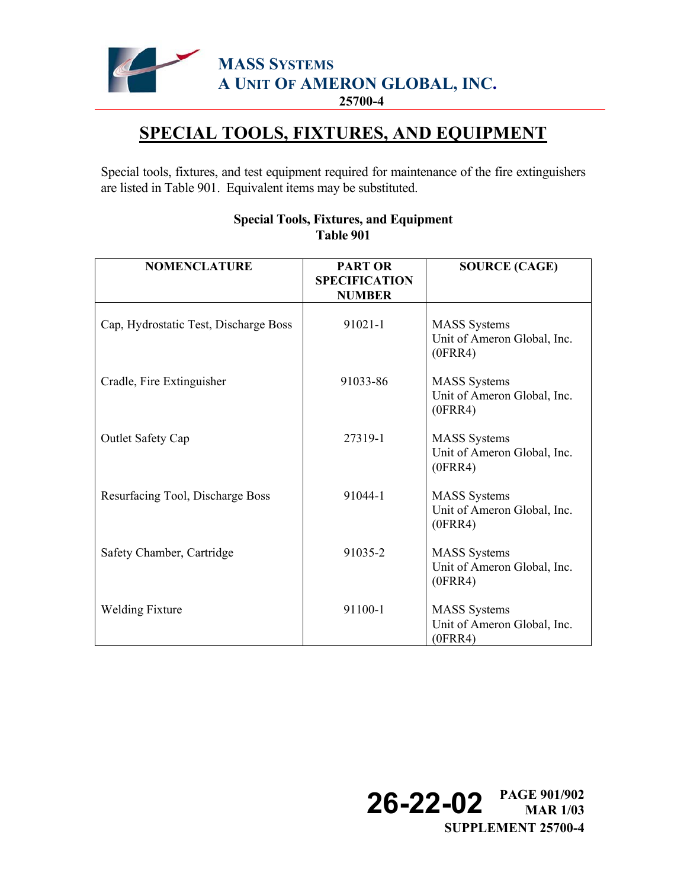# SPECIAL TOOLS, FIXTURES, AND EQUIPMENT

Special tools, fixtures, and test equipment required for maintenance of the fire extinguishers are listed in Table 901. Equivalent items may be substituted.

**Special Tools, Fixtures, and Equipment**
**Table 901**

| NOMENCLATURE | PART OR SPECIFICATION NUMBER | SOURCE (CAGE) |
|---|---|---|
| Cap, Hydrostatic Test, Discharge Boss | 91021-1 | MASS Systems Unit of Ameron Global, Inc. (0FRR4) |
| Cradle, Fire Extinguisher | 91033-86 | MASS Systems Unit of Ameron Global, Inc. (0FRR4) |
| Outlet Safety Cap | 27319-1 | MASS Systems Unit of Ameron Global, Inc. (0FRR4) |
| Resurfacing Tool, Discharge Boss | 91044-1 | MASS Systems Unit of Ameron Global, Inc. (0FRR4) |
| Safety Chamber, Cartridge | 91035-2 | MASS Systems Unit of Ameron Global, Inc. (0FRR4) |
| Welding Fixture | 91100-1 | MASS Systems Unit of Ameron Global, Inc. (0FRR4) |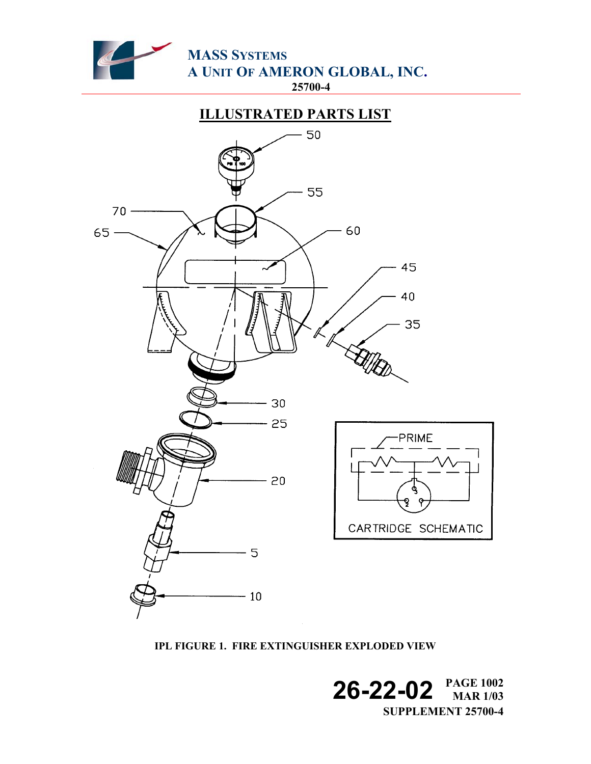## ILLUSTRATED PARTS LIST

IPL FIGURE 1. FIRE EXTINGUISHER EXPLODED VIEW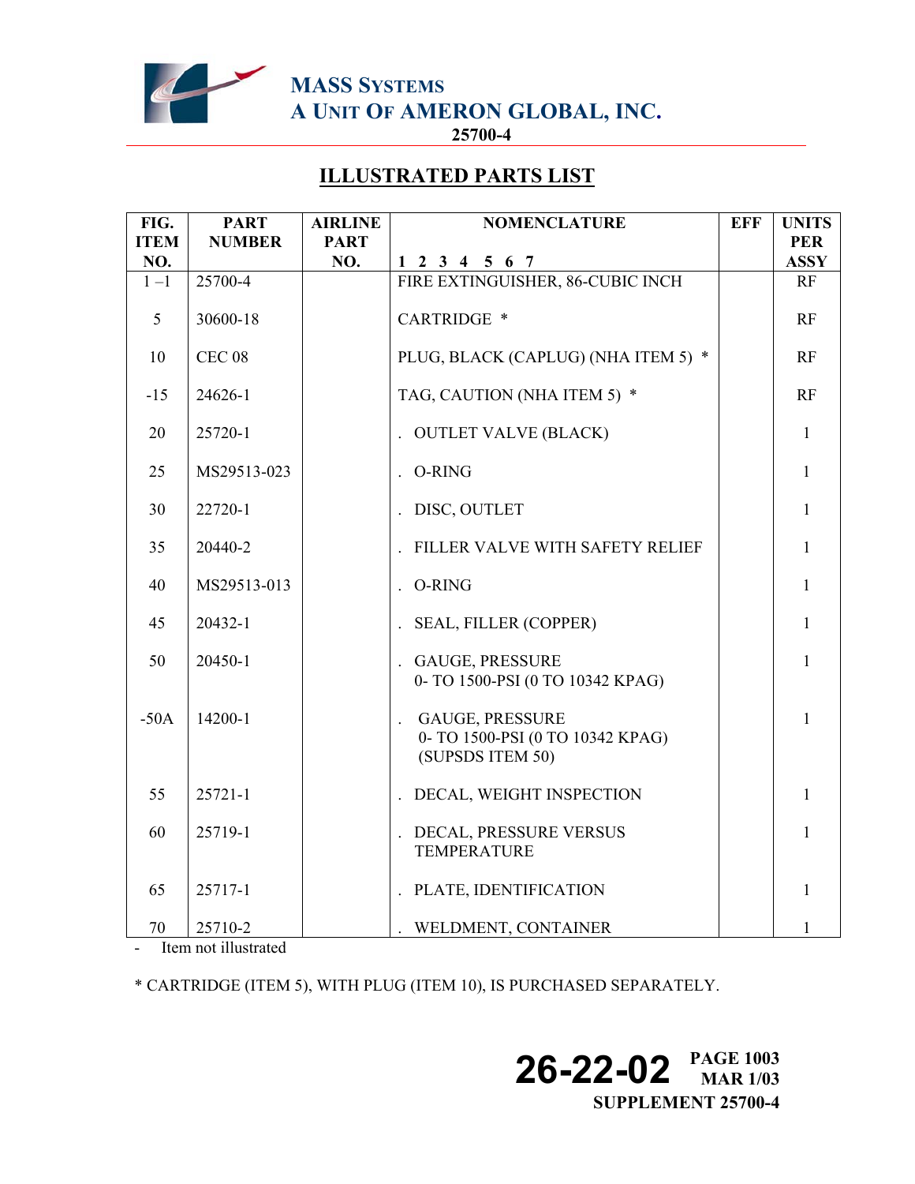# MASS SYSTEMS
# A UNIT OF AMERON GLOBAL, INC.

**25700-4**

## ILLUSTRATED PARTS LIST

| FIG. ITEM NO. | PART NUMBER | AIRLINE PART NO. | NOMENCLATURE 1 2 3 4 5 6 7 | EFF | UNITS PER ASSY |
|---|---|---|---|---|---|
| 1 –1 | 25700-4 | | FIRE EXTINGUISHER, 86-CUBIC INCH | | RF |
| 5 | 30600-18 | | CARTRIDGE * | | RF |
| 10 | CEC 08 | | PLUG, BLACK (CAPLUG) (NHA ITEM 5) * | | RF |
| -15 | 24626-1 | | TAG, CAUTION (NHA ITEM 5) * | | RF |
| 20 | 25720-1 | | . OUTLET VALVE (BLACK) | | 1 |
| 25 | MS29513-023 | | . O-RING | | 1 |
| 30 | 22720-1 | | . DISC, OUTLET | | 1 |
| 35 | 20440-2 | | . FILLER VALVE WITH SAFETY RELIEF | | 1 |
| 40 | MS29513-013 | | . O-RING | | 1 |
| 45 | 20432-1 | | . SEAL, FILLER (COPPER) | | 1 |
| 50 | 20450-1 | | . GAUGE, PRESSURE 0- TO 1500-PSI (0 TO 10342 KPAG) | | 1 |
| -50A | 14200-1 | | . GAUGE, PRESSURE 0- TO 1500-PSI (0 TO 10342 KPAG) (SUPSDS ITEM 50) | | 1 |
| 55 | 25721-1 | | . DECAL, WEIGHT INSPECTION | | 1 |
| 60 | 25719-1 | | . DECAL, PRESSURE VERSUS TEMPERATURE | | 1 |
| 65 | 25717-1 | | . PLATE, IDENTIFICATION | | 1 |
| 70 | 25710-2 | | . WELDMENT, CONTAINER | | 1 |

\- Item not illustrated

\* CARTRIDGE (ITEM 5), WITH PLUG (ITEM 10), IS PURCHASED SEPARATELY.

**26-22-02** PAGE 1003 MAR 1/03

SUPPLEMENT 25700-4